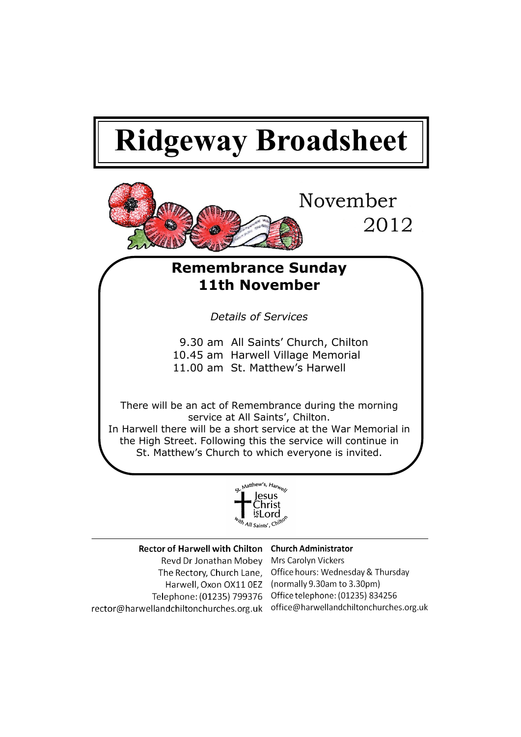# Ridgeway Broadsheet

November 2012

## Remembrance Sunday 11th November

*Details of Services*

9.30 am All Saints' Church, Chilton
10.45 am Harwell Village Memorial
11.00 am St. Matthew's Harwell

There will be an act of Remembrance during the morning service at All Saints', Chilton.
In Harwell there will be a short service at the War Memorial in the High Street. Following this the service will continue in St. Matthew's Church to which everyone is invited.

St. Matthew's, Harwell
Jesus Christ is Lord
with All Saints', Chilton

---

**Rector of Harwell with Chilton**
Revd Dr Jonathan Mobey
The Rectory, Church Lane,
Harwell, Oxon OX11 0EZ
Telephone: (01235) 799376
rector@harwellandchiltonchurches.org.uk

**Church Administrator**
Mrs Carolyn Vickers
Office hours: Wednesday & Thursday
(normally 9.30am to 3.30pm)
Office telephone: (01235) 834256
office@harwellandchiltonchurches.org.uk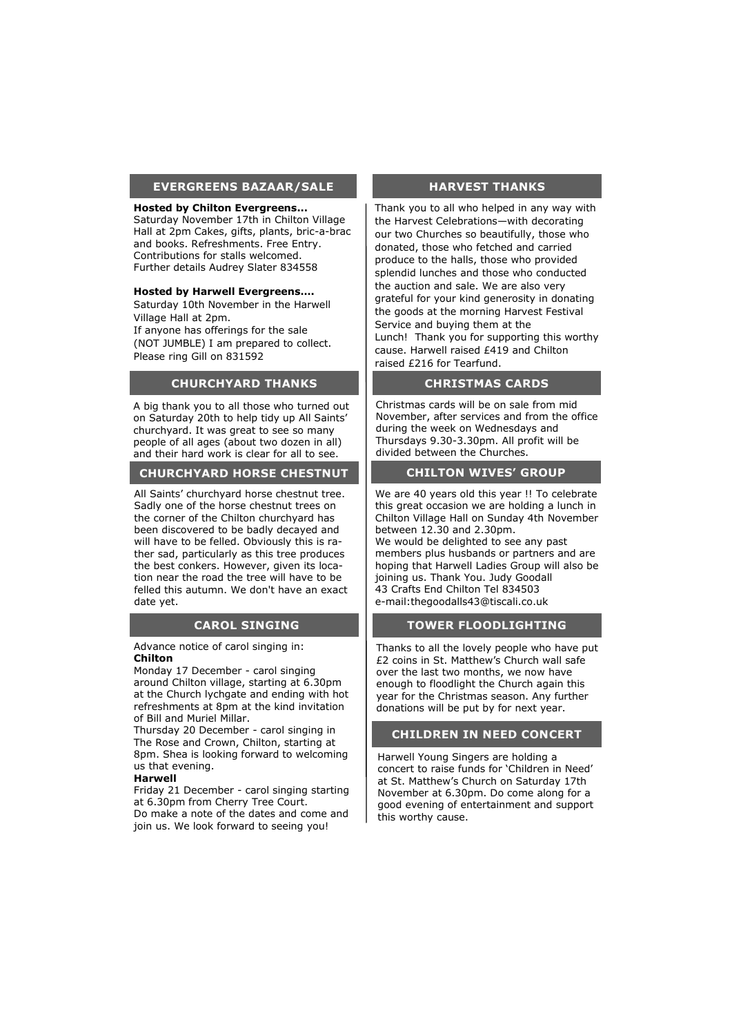## EVERGREENS BAZAAR/SALE

**Hosted by Chilton Evergreens...**
Saturday November 17th in Chilton Village Hall at 2pm Cakes, gifts, plants, bric-a-brac and books. Refreshments. Free Entry. Contributions for stalls welcomed.
Further details Audrey Slater 834558

**Hosted by Harwell Evergreens....**
Saturday 10th November in the Harwell Village Hall at 2pm.
If anyone has offerings for the sale (NOT JUMBLE) I am prepared to collect. Please ring Gill on 831592

## CHURCHYARD THANKS

A big thank you to all those who turned out on Saturday 20th to help tidy up All Saints' churchyard. It was great to see so many people of all ages (about two dozen in all) and their hard work is clear for all to see.

## CHURCHYARD HORSE CHESTNUT

All Saints' churchyard horse chestnut tree. Sadly one of the horse chestnut trees on the corner of the Chilton churchyard has been discovered to be badly decayed and will have to be felled. Obviously this is rather sad, particularly as this tree produces the best conkers. However, given its location near the road the tree will have to be felled this autumn. We don't have an exact date yet.

## CAROL SINGING

Advance notice of carol singing in:
**Chilton**
Monday 17 December - carol singing around Chilton village, starting at 6.30pm at the Church lychgate and ending with hot refreshments at 8pm at the kind invitation of Bill and Muriel Millar.
Thursday 20 December - carol singing in The Rose and Crown, Chilton, starting at 8pm. Shea is looking forward to welcoming us that evening.
**Harwell**
Friday 21 December - carol singing starting at 6.30pm from Cherry Tree Court.
Do make a note of the dates and come and join us. We look forward to seeing you!

## HARVEST THANKS

Thank you to all who helped in any way with the Harvest Celebrations—with decorating our two Churches so beautifully, those who donated, those who fetched and carried produce to the halls, those who provided splendid lunches and those who conducted the auction and sale. We are also very grateful for your kind generosity in donating the goods at the morning Harvest Festival Service and buying them at the Lunch! Thank you for supporting this worthy cause. Harwell raised £419 and Chilton raised £216 for Tearfund.

## CHRISTMAS CARDS

Christmas cards will be on sale from mid November, after services and from the office during the week on Wednesdays and Thursdays 9.30-3.30pm. All profit will be divided between the Churches.

## CHILTON WIVES' GROUP

We are 40 years old this year !! To celebrate this great occasion we are holding a lunch in Chilton Village Hall on Sunday 4th November between 12.30 and 2.30pm.
We would be delighted to see any past members plus husbands or partners and are hoping that Harwell Ladies Group will also be joining us. Thank You. Judy Goodall
43 Crafts End Chilton Tel 834503
e-mail:thegoodalls43@tiscali.co.uk

## TOWER FLOODLIGHTING

Thanks to all the lovely people who have put £2 coins in St. Matthew's Church wall safe over the last two months, we now have enough to floodlight the Church again this year for the Christmas season. Any further donations will be put by for next year.

## CHILDREN IN NEED CONCERT

Harwell Young Singers are holding a concert to raise funds for 'Children in Need' at St. Matthew's Church on Saturday 17th November at 6.30pm. Do come along for a good evening of entertainment and support this worthy cause.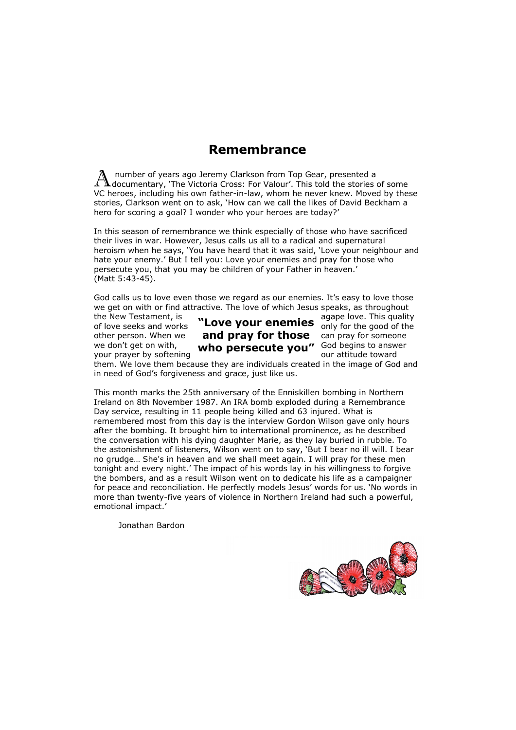# Remembrance

A number of years ago Jeremy Clarkson from Top Gear, presented a documentary, 'The Victoria Cross: For Valour'. This told the stories of some VC heroes, including his own father-in-law, whom he never knew. Moved by these stories, Clarkson went on to ask, 'How can we call the likes of David Beckham a hero for scoring a goal? I wonder who your heroes are today?'

In this season of remembrance we think especially of those who have sacrificed their lives in war. However, Jesus calls us all to a radical and supernatural heroism when he says, 'You have heard that it was said, 'Love your neighbour and hate your enemy.' But I tell you: Love your enemies and pray for those who persecute you, that you may be children of your Father in heaven.' (Matt 5:43-45).

God calls us to love even those we regard as our enemies. It's easy to love those we get on with or find attractive. The love of which Jesus speaks, as throughout the New Testament, is agape love. This quality of love seeks and works only for the good of the other person. When we can pray for someone we don't get on with, God begins to answer your prayer by softening our attitude toward them. We love them because they are individuals created in the image of God and in need of God's forgiveness and grace, just like us.

**"Love your enemies and pray for those who persecute you"**

This month marks the 25th anniversary of the Enniskillen bombing in Northern Ireland on 8th November 1987. An IRA bomb exploded during a Remembrance Day service, resulting in 11 people being killed and 63 injured. What is remembered most from this day is the interview Gordon Wilson gave only hours after the bombing. It brought him to international prominence, as he described the conversation with his dying daughter Marie, as they lay buried in rubble. To the astonishment of listeners, Wilson went on to say, 'But I bear no ill will. I bear no grudge… She's in heaven and we shall meet again. I will pray for these men tonight and every night.' The impact of his words lay in his willingness to forgive the bombers, and as a result Wilson went on to dedicate his life as a campaigner for peace and reconciliation. He perfectly models Jesus' words for us. 'No words in more than twenty-five years of violence in Northern Ireland had such a powerful, emotional impact.'

Jonathan Bardon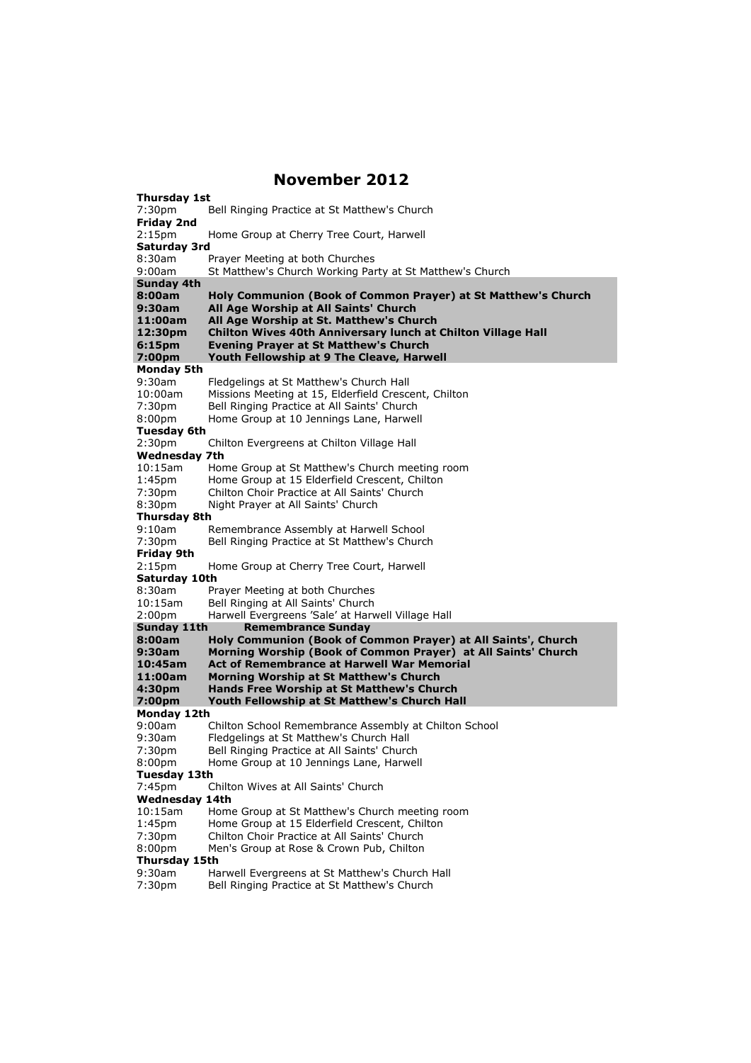# November 2012

**Thursday 1st**

7:30pm Bell Ringing Practice at St Matthew's Church

**Friday 2nd**

2:15pm Home Group at Cherry Tree Court, Harwell

**Saturday 3rd**

8:30am Prayer Meeting at both Churches

9:00am St Matthew's Church Working Party at St Matthew's Church

**Sunday 4th**

**8:00am Holy Communion (Book of Common Prayer) at St Matthew's Church**

**9:30am All Age Worship at All Saints' Church**

**11:00am All Age Worship at St. Matthew's Church**

**12:30pm Chilton Wives 40th Anniversary lunch at Chilton Village Hall**

**6:15pm Evening Prayer at St Matthew's Church**

**7:00pm Youth Fellowship at 9 The Cleave, Harwell**

**Monday 5th**

9:30am Fledgelings at St Matthew's Church Hall

10:00am Missions Meeting at 15, Elderfield Crescent, Chilton

7:30pm Bell Ringing Practice at All Saints' Church

8:00pm Home Group at 10 Jennings Lane, Harwell

**Tuesday 6th**

2:30pm Chilton Evergreens at Chilton Village Hall

**Wednesday 7th**

10:15am Home Group at St Matthew's Church meeting room

1:45pm Home Group at 15 Elderfield Crescent, Chilton

7:30pm Chilton Choir Practice at All Saints' Church

8:30pm Night Prayer at All Saints' Church

**Thursday 8th**

9:10am Remembrance Assembly at Harwell School

7:30pm Bell Ringing Practice at St Matthew's Church

**Friday 9th**

2:15pm Home Group at Cherry Tree Court, Harwell

**Saturday 10th**

8:30am Prayer Meeting at both Churches

10:15am Bell Ringing at All Saints' Church

2:00pm Harwell Evergreens 'Sale' at Harwell Village Hall

**Sunday 11th Remembrance Sunday**

**8:00am Holy Communion (Book of Common Prayer) at All Saints', Church**

**9:30am Morning Worship (Book of Common Prayer) at All Saints' Church**

**10:45am Act of Remembrance at Harwell War Memorial**

**11:00am Morning Worship at St Matthew's Church**

**4:30pm Hands Free Worship at St Matthew's Church**

**7:00pm Youth Fellowship at St Matthew's Church Hall**

**Monday 12th**

9:00am Chilton School Remembrance Assembly at Chilton School

9:30am Fledgelings at St Matthew's Church Hall

7:30pm Bell Ringing Practice at All Saints' Church

8:00pm Home Group at 10 Jennings Lane, Harwell

**Tuesday 13th**

7:45pm Chilton Wives at All Saints' Church

**Wednesday 14th**

10:15am Home Group at St Matthew's Church meeting room

1:45pm Home Group at 15 Elderfield Crescent, Chilton

7:30pm Chilton Choir Practice at All Saints' Church

8:00pm Men's Group at Rose & Crown Pub, Chilton

**Thursday 15th**

9:30am Harwell Evergreens at St Matthew's Church Hall

7:30pm Bell Ringing Practice at St Matthew's Church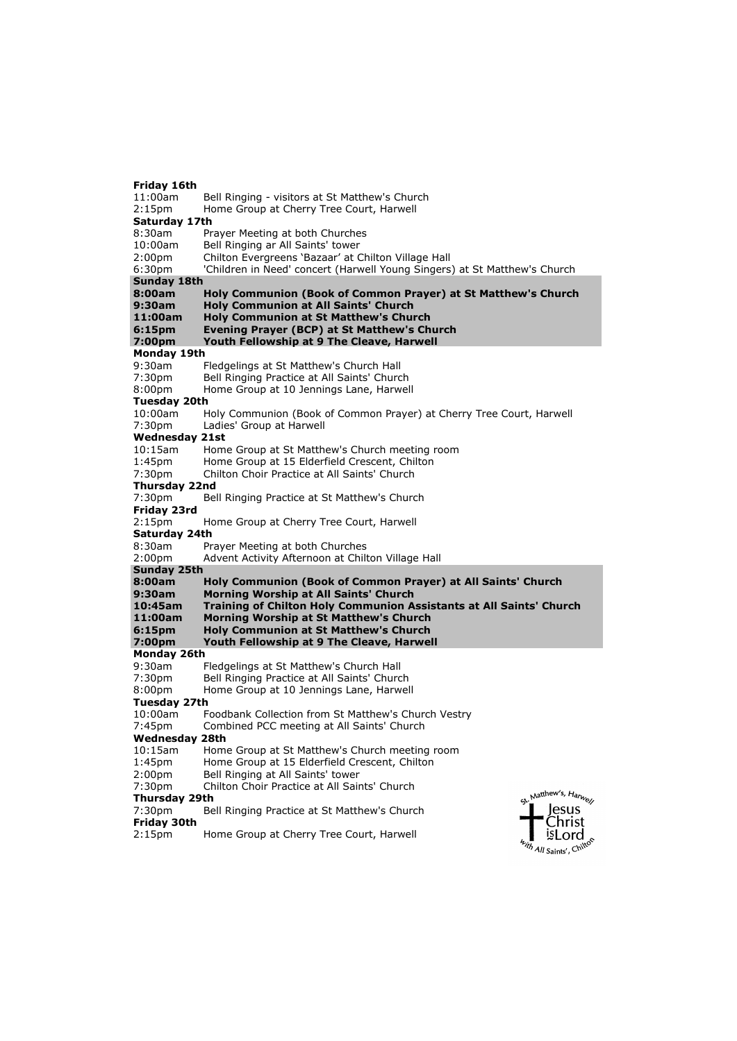**Friday 16th**
11:00am Bell Ringing - visitors at St Matthew's Church
2:15pm Home Group at Cherry Tree Court, Harwell

**Saturday 17th**
8:30am Prayer Meeting at both Churches
10:00am Bell Ringing ar All Saints' tower
2:00pm Chilton Evergreens 'Bazaar' at Chilton Village Hall
6:30pm 'Children in Need' concert (Harwell Young Singers) at St Matthew's Church

**Sunday 18th**
**8:00am Holy Communion (Book of Common Prayer) at St Matthew's Church**
**9:30am Holy Communion at All Saints' Church**
**11:00am Holy Communion at St Matthew's Church**
**6:15pm Evening Prayer (BCP) at St Matthew's Church**
**7:00pm Youth Fellowship at 9 The Cleave, Harwell**

**Monday 19th**
9:30am Fledgelings at St Matthew's Church Hall
7:30pm Bell Ringing Practice at All Saints' Church
8:00pm Home Group at 10 Jennings Lane, Harwell

**Tuesday 20th**
10:00am Holy Communion (Book of Common Prayer) at Cherry Tree Court, Harwell
7:30pm Ladies' Group at Harwell

**Wednesday 21st**
10:15am Home Group at St Matthew's Church meeting room
1:45pm Home Group at 15 Elderfield Crescent, Chilton
7:30pm Chilton Choir Practice at All Saints' Church

**Thursday 22nd**
7:30pm Bell Ringing Practice at St Matthew's Church

**Friday 23rd**
2:15pm Home Group at Cherry Tree Court, Harwell

**Saturday 24th**
8:30am Prayer Meeting at both Churches
2:00pm Advent Activity Afternoon at Chilton Village Hall

**Sunday 25th**
**8:00am Holy Communion (Book of Common Prayer) at All Saints' Church**
**9:30am Morning Worship at All Saints' Church**
**10:45am Training of Chilton Holy Communion Assistants at All Saints' Church**
**11:00am Morning Worship at St Matthew's Church**
**6:15pm Holy Communion at St Matthew's Church**
**7:00pm Youth Fellowship at 9 The Cleave, Harwell**

**Monday 26th**
9:30am Fledgelings at St Matthew's Church Hall
7:30pm Bell Ringing Practice at All Saints' Church
8:00pm Home Group at 10 Jennings Lane, Harwell

**Tuesday 27th**
10:00am Foodbank Collection from St Matthew's Church Vestry
7:45pm Combined PCC meeting at All Saints' Church

**Wednesday 28th**
10:15am Home Group at St Matthew's Church meeting room
1:45pm Home Group at 15 Elderfield Crescent, Chilton
2:00pm Bell Ringing at All Saints' tower
7:30pm Chilton Choir Practice at All Saints' Church

**Thursday 29th**
7:30pm Bell Ringing Practice at St Matthew's Church

**Friday 30th**
2:15pm Home Group at Cherry Tree Court, Harwell

St. Matthew's, Harwell
Jesus Christ is Lord
with All Saints', Chilton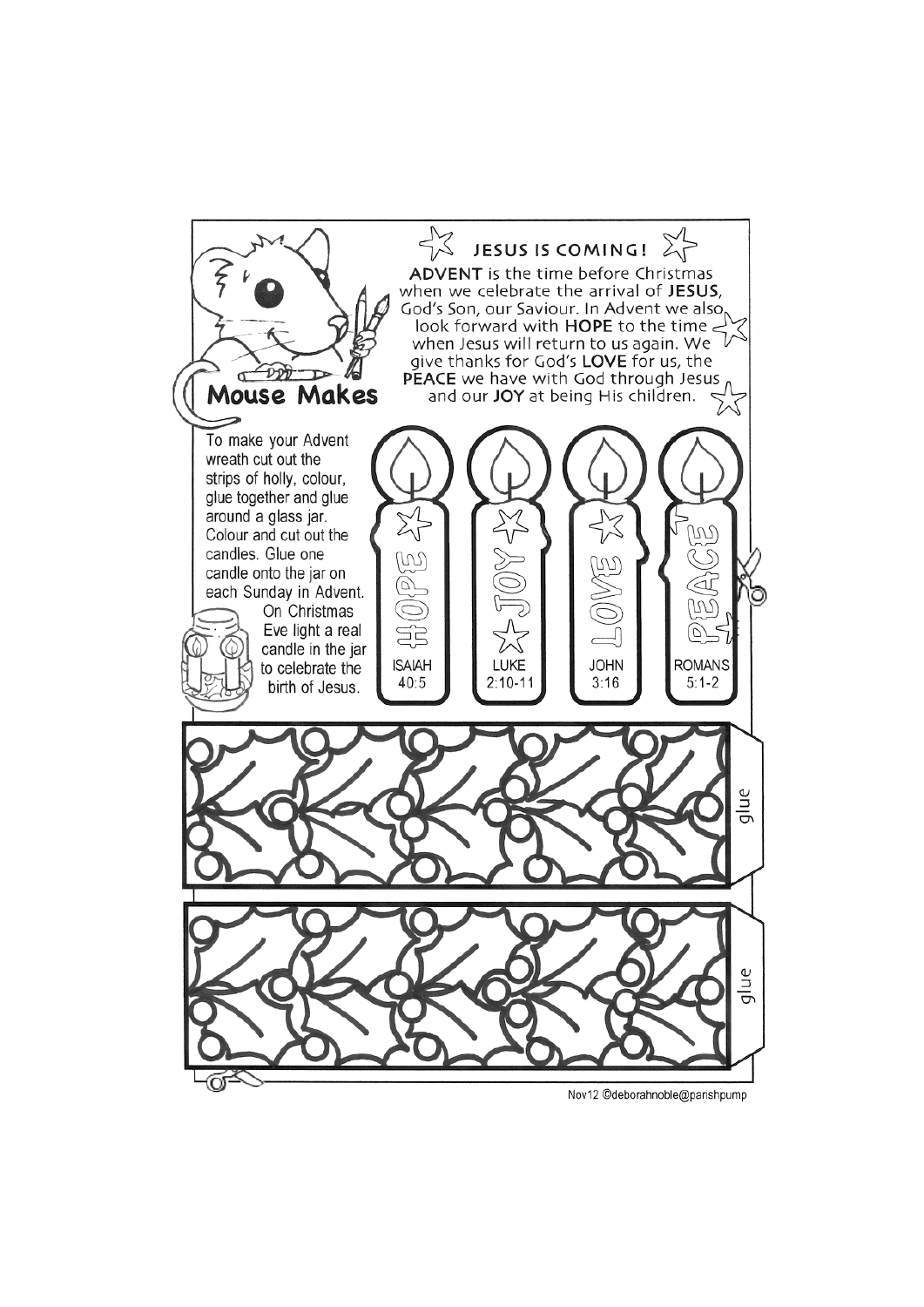## Mouse Makes

### JESUS IS COMING!

**ADVENT** is the time before Christmas when we celebrate the arrival of **JESUS**, God's Son, our Saviour. In Advent we also look forward with **HOPE** to the time when Jesus will return to us again. We give thanks for God's **LOVE** for us, the **PEACE** we have with God through Jesus and our **JOY** at being His children.

To make your Advent wreath cut out the strips of holly, colour, glue together and glue around a glass jar. Colour and cut out the candles. Glue one candle onto the jar on each Sunday in Advent. On Christmas Eve light a real candle in the jar to celebrate the birth of Jesus.

HOPE — ISAIAH 40:5

JOY — LUKE 2:10-11

LOVE — JOHN 3:16

PEACE — ROMANS 5:1-2

glue

glue

Nov12 ©deborahnoble@parishpump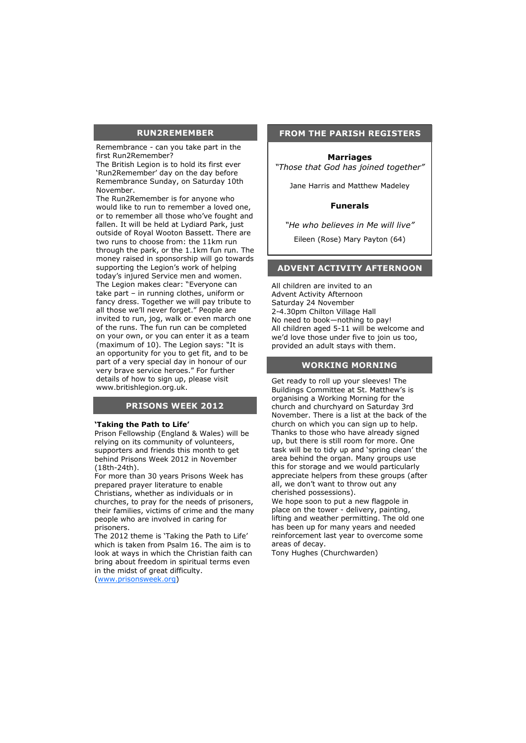## RUN2REMEMBER

Remembrance - can you take part in the first Run2Remember?

The British Legion is to hold its first ever 'Run2Remember' day on the day before Remembrance Sunday, on Saturday 10th November.

The Run2Remember is for anyone who would like to run to remember a loved one, or to remember all those who've fought and fallen. It will be held at Lydiard Park, just outside of Royal Wooton Bassett. There are two runs to choose from: the 11km run through the park, or the 1.1km fun run. The money raised in sponsorship will go towards supporting the Legion's work of helping today's injured Service men and women.

The Legion makes clear: "Everyone can take part – in running clothes, uniform or fancy dress. Together we will pay tribute to all those we'll never forget." People are invited to run, jog, walk or even march one of the runs. The fun run can be completed on your own, or you can enter it as a team (maximum of 10). The Legion says: "It is an opportunity for you to get fit, and to be part of a very special day in honour of our very brave service heroes." For further details of how to sign up, please visit www.britishlegion.org.uk.

## PRISONS WEEK 2012

**'Taking the Path to Life'**

Prison Fellowship (England & Wales) will be relying on its community of volunteers, supporters and friends this month to get behind Prisons Week 2012 in November (18th-24th).

For more than 30 years Prisons Week has prepared prayer literature to enable Christians, whether as individuals or in churches, to pray for the needs of prisoners, their families, victims of crime and the many people who are involved in caring for prisoners.

The 2012 theme is 'Taking the Path to Life' which is taken from Psalm 16. The aim is to look at ways in which the Christian faith can bring about freedom in spiritual terms even in the midst of great difficulty.
(www.prisonsweek.org)

## FROM THE PARISH REGISTERS

**Marriages**

*"Those that God has joined together"*

Jane Harris and Matthew Madeley

**Funerals**

*"He who believes in Me will live"*

Eileen (Rose) Mary Payton (64)

## ADVENT ACTIVITY AFTERNOON

All children are invited to an
Advent Activity Afternoon
Saturday 24 November
2-4.30pm Chilton Village Hall
No need to book—nothing to pay!
All children aged 5-11 will be welcome and we'd love those under five to join us too, provided an adult stays with them.

## WORKING MORNING

Get ready to roll up your sleeves! The Buildings Committee at St. Matthew's is organising a Working Morning for the church and churchyard on Saturday 3rd November. There is a list at the back of the church on which you can sign up to help. Thanks to those who have already signed up, but there is still room for more. One task will be to tidy up and 'spring clean' the area behind the organ. Many groups use this for storage and we would particularly appreciate helpers from these groups (after all, we don't want to throw out any cherished possessions).

We hope soon to put a new flagpole in place on the tower - delivery, painting, lifting and weather permitting. The old one has been up for many years and needed reinforcement last year to overcome some areas of decay.

Tony Hughes (Churchwarden)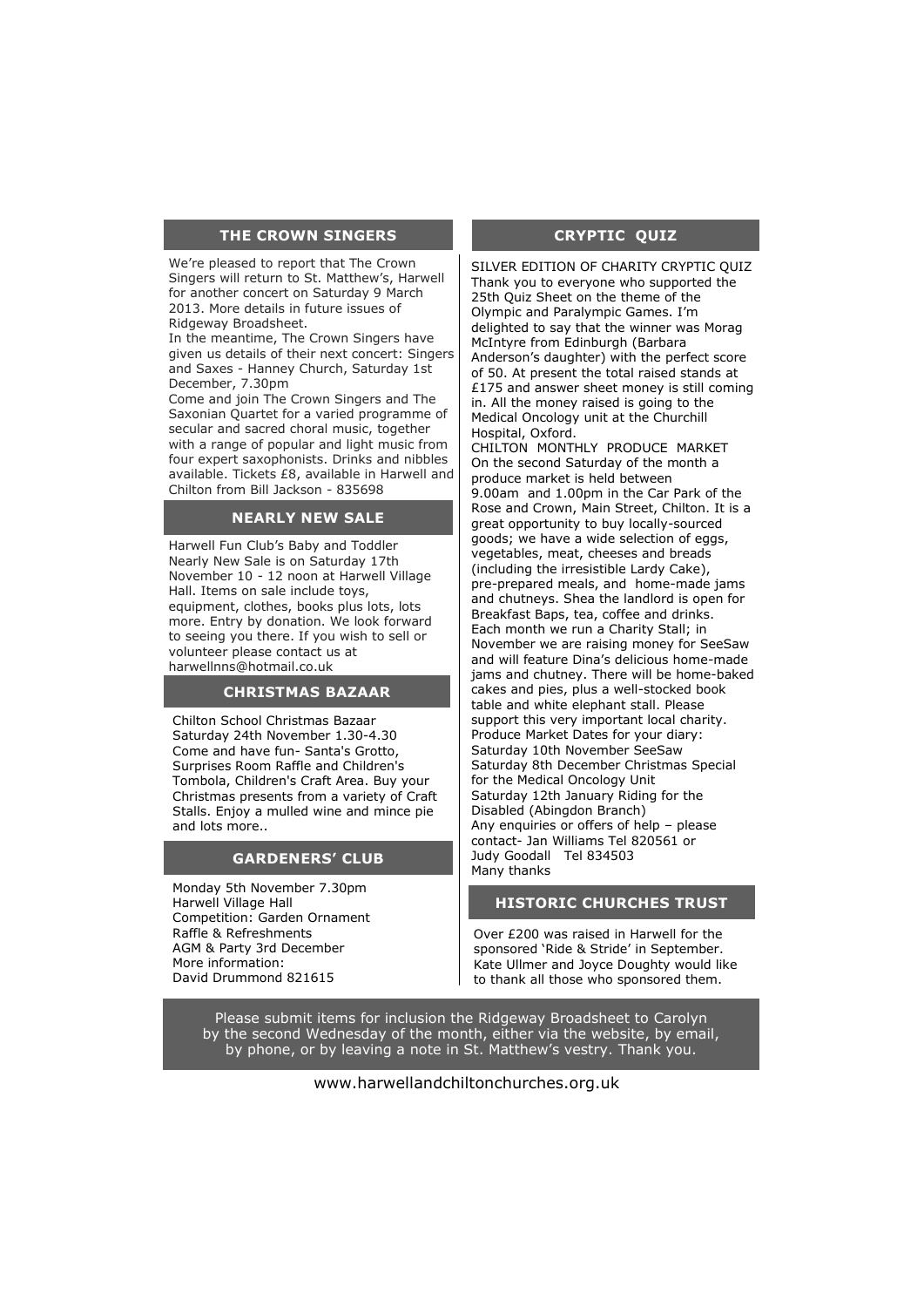## THE CROWN SINGERS

We're pleased to report that The Crown Singers will return to St. Matthew's, Harwell for another concert on Saturday 9 March 2013. More details in future issues of Ridgeway Broadsheet.

In the meantime, The Crown Singers have given us details of their next concert: Singers and Saxes - Hanney Church, Saturday 1st December, 7.30pm

Come and join The Crown Singers and The Saxonian Quartet for a varied programme of secular and sacred choral music, together with a range of popular and light music from four expert saxophonists. Drinks and nibbles available. Tickets £8, available in Harwell and Chilton from Bill Jackson - 835698

## NEARLY NEW SALE

Harwell Fun Club's Baby and Toddler Nearly New Sale is on Saturday 17th November 10 - 12 noon at Harwell Village Hall. Items on sale include toys, equipment, clothes, books plus lots, lots more. Entry by donation. We look forward to seeing you there. If you wish to sell or volunteer please contact us at harwellnns@hotmail.co.uk

## CHRISTMAS BAZAAR

Chilton School Christmas Bazaar
Saturday 24th November 1.30-4.30
Come and have fun- Santa's Grotto, Surprises Room Raffle and Children's Tombola, Children's Craft Area. Buy your Christmas presents from a variety of Craft Stalls. Enjoy a mulled wine and mince pie and lots more..

## GARDENERS' CLUB

Monday 5th November 7.30pm
Harwell Village Hall
Competition: Garden Ornament
Raffle & Refreshments
AGM & Party 3rd December
More information:
David Drummond 821615

## CRYPTIC QUIZ

SILVER EDITION OF CHARITY CRYPTIC QUIZ

Thank you to everyone who supported the 25th Quiz Sheet on the theme of the Olympic and Paralympic Games. I'm delighted to say that the winner was Morag McIntyre from Edinburgh (Barbara Anderson's daughter) with the perfect score of 50. At present the total raised stands at £175 and answer sheet money is still coming in. All the money raised is going to the Medical Oncology unit at the Churchill Hospital, Oxford.

CHILTON MONTHLY PRODUCE MARKET

On the second Saturday of the month a produce market is held between 9.00am and 1.00pm in the Car Park of the Rose and Crown, Main Street, Chilton. It is a great opportunity to buy locally-sourced goods; we have a wide selection of eggs, vegetables, meat, cheeses and breads (including the irresistible Lardy Cake), pre-prepared meals, and home-made jams and chutneys. Shea the landlord is open for Breakfast Baps, tea, coffee and drinks. Each month we run a Charity Stall; in November we are raising money for SeeSaw and will feature Dina's delicious home-made jams and chutney. There will be home-baked cakes and pies, plus a well-stocked book table and white elephant stall. Please support this very important local charity.

Produce Market Dates for your diary:
Saturday 10th November SeeSaw
Saturday 8th December Christmas Special for the Medical Oncology Unit
Saturday 12th January Riding for the Disabled (Abingdon Branch)

Any enquiries or offers of help – please contact- Jan Williams Tel 820561 or Judy Goodall Tel 834503
Many thanks

## HISTORIC CHURCHES TRUST

Over £200 was raised in Harwell for the sponsored 'Ride & Stride' in September. Kate Ullmer and Joyce Doughty would like to thank all those who sponsored them.

---

Please submit items for inclusion the Ridgeway Broadsheet to Carolyn by the second Wednesday of the month, either via the website, by email, by phone, or by leaving a note in St. Matthew's vestry. Thank you.

www.harwellandchiltonchurches.org.uk